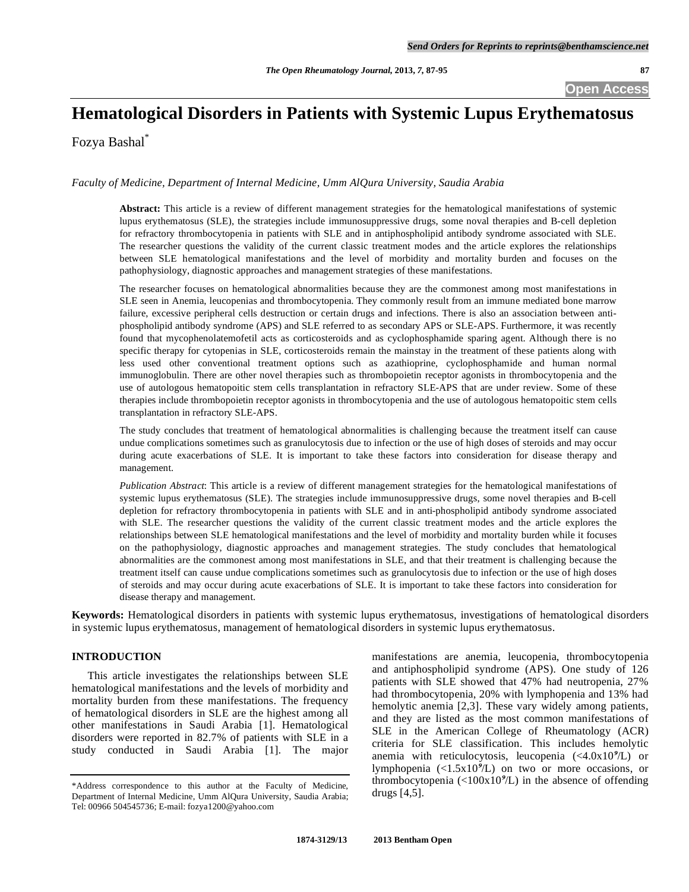# Hematological Disorders in Patients with Systemic Lupus Erythematosus

Fozya Bashal*

*Faculty of Medicine, Department of Internal Medicine, Umm AlQura University, Saudia Arabia*

**Abstract:** This article is a review of different management strategies for the hematological manifestations of systemic lupus erythematosus (SLE), the strategies include immunosuppressive drugs, some noval therapies and B-cell depletion for refractory thrombocytopenia in patients with SLE and in antiphospholipid antibody syndrome associated with SLE. The researcher questions the validity of the current classic treatment modes and the article explores the relationships between SLE hematological manifestations and the level of morbidity and mortality burden and focuses on the pathophysiology, diagnostic approaches and management strategies of these manifestations.

The researcher focuses on hematological abnormalities because they are the commonest among most manifestations in SLE seen in Anemia, leucopenias and thrombocytopenia. They commonly result from an immune mediated bone marrow failure, excessive peripheral cells destruction or certain drugs and infections. There is also an association between anti-phospholipid antibody syndrome (APS) and SLE referred to as secondary APS or SLE-APS. Furthermore, it was recently found that mycophenolatemofetil acts as corticosteroids and as cyclophosphamide sparing agent. Although there is no specific therapy for cytopenias in SLE, corticosteroids remain the mainstay in the treatment of these patients along with less used other conventional treatment options such as azathioprine, cyclophosphamide and human normal immunoglobulin. There are other novel therapies such as thrombopoietin receptor agonists in thrombocytopenia and the use of autologous hematopoitic stem cells transplantation in refractory SLE-APS that are under review. Some of these therapies include thrombopoietin receptor agonists in thrombocytopenia and the use of autologous hematopoitic stem cells transplantation in refractory SLE-APS.

The study concludes that treatment of hematological abnormalities is challenging because the treatment itself can cause undue complications sometimes such as granulocytosis due to infection or the use of high doses of steroids and may occur during acute exacerbations of SLE. It is important to take these factors into consideration for disease therapy and management.

*Publication Abstract*: This article is a review of different management strategies for the hematological manifestations of systemic lupus erythematosus (SLE). The strategies include immunosuppressive drugs, some novel therapies and B-cell depletion for refractory thrombocytopenia in patients with SLE and in anti-phospholipid antibody syndrome associated with SLE. The researcher questions the validity of the current classic treatment modes and the article explores the relationships between SLE hematological manifestations and the level of morbidity and mortality burden while it focuses on the pathophysiology, diagnostic approaches and management strategies. The study concludes that hematological abnormalities are the commonest among most manifestations in SLE, and that their treatment is challenging because the treatment itself can cause undue complications sometimes such as granulocytosis due to infection or the use of high doses of steroids and may occur during acute exacerbations of SLE. It is important to take these factors into consideration for disease therapy and management.

**Keywords:** Hematological disorders in patients with systemic lupus erythematosus, investigations of hematological disorders in systemic lupus erythematosus, management of hematological disorders in systemic lupus erythematosus.

## INTRODUCTION

This article investigates the relationships between SLE hematological manifestations and the levels of morbidity and mortality burden from these manifestations. The frequency of hematological disorders in SLE are the highest among all other manifestations in Saudi Arabia [1]. Hematological disorders were reported in 82.7% of patients with SLE in a study conducted in Saudi Arabia [1]. The major manifestations are anemia, leucopenia, thrombocytopenia and antiphospholipid syndrome (APS). One study of 126 patients with SLE showed that 47% had neutropenia, 27% had thrombocytopenia, 20% with lymphopenia and 13% had hemolytic anemia [2,3]. These vary widely among patients, and they are listed as the most common manifestations of SLE in the American College of Rheumatology (ACR) criteria for SLE classification. This includes hemolytic anemia with reticulocytosis, leucopenia ($<4.0x10^9/L$) or lymphopenia ($<1.5x10^9/L$) on two or more occasions, or thrombocytopenia ($<100x10^9/L$) in the absence of offending drugs [4,5].

*Address correspondence to this author at the Faculty of Medicine, Department of Internal Medicine, Umm AlQura University, Saudia Arabia; Tel: 00966 504545736; E-mail: fozya1200@yahoo.com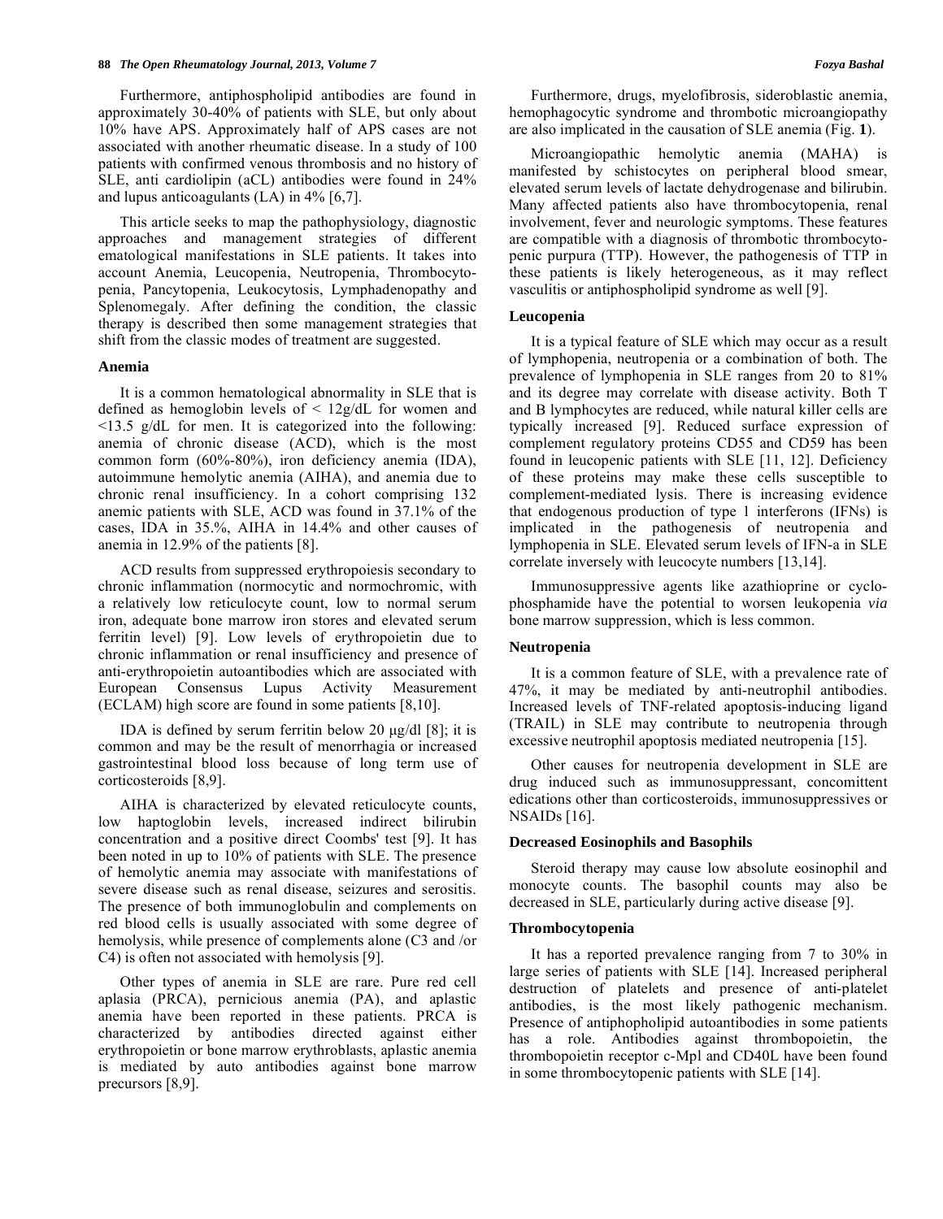Furthermore, antiphospholipid antibodies are found in approximately 30-40% of patients with SLE, but only about 10% have APS. Approximately half of APS cases are not associated with another rheumatic disease. In a study of 100 patients with confirmed venous thrombosis and no history of SLE, anti cardiolipin (aCL) antibodies were found in 24% and lupus anticoagulants (LA) in 4% [6,7].

This article seeks to map the pathophysiology, diagnostic approaches and management strategies of different ematological manifestations in SLE patients. It takes into account Anemia, Leucopenia, Neutropenia, Thrombocytopenia, Pancytopenia, Leukocytosis, Lymphadenopathy and Splenomegaly. After defining the condition, the classic therapy is described then some management strategies that shift from the classic modes of treatment are suggested.

### Anemia

It is a common hematological abnormality in SLE that is defined as hemoglobin levels of < 12g/dL for women and <13.5 g/dL for men. It is categorized into the following: anemia of chronic disease (ACD), which is the most common form (60%-80%), iron deficiency anemia (IDA), autoimmune hemolytic anemia (AIHA), and anemia due to chronic renal insufficiency. In a cohort comprising 132 anemic patients with SLE, ACD was found in 37.1% of the cases, IDA in 35.%, AIHA in 14.4% and other causes of anemia in 12.9% of the patients [8].

ACD results from suppressed erythropoiesis secondary to chronic inflammation (normocytic and normochromic, with a relatively low reticulocyte count, low to normal serum iron, adequate bone marrow iron stores and elevated serum ferritin level) [9]. Low levels of erythropoietin due to chronic inflammation or renal insufficiency and presence of anti-erythropoietin autoantibodies which are associated with European Consensus Lupus Activity Measurement (ECLAM) high score are found in some patients [8,10].

IDA is defined by serum ferritin below 20 μg/dl [8]; it is common and may be the result of menorrhagia or increased gastrointestinal blood loss because of long term use of corticosteroids [8,9].

AIHA is characterized by elevated reticulocyte counts, low haptoglobin levels, increased indirect bilirubin concentration and a positive direct Coombs' test [9]. It has been noted in up to 10% of patients with SLE. The presence of hemolytic anemia may associate with manifestations of severe disease such as renal disease, seizures and serositis. The presence of both immunoglobulin and complements on red blood cells is usually associated with some degree of hemolysis, while presence of complements alone (C3 and /or C4) is often not associated with hemolysis [9].

Other types of anemia in SLE are rare. Pure red cell aplasia (PRCA), pernicious anemia (PA), and aplastic anemia have been reported in these patients. PRCA is characterized by antibodies directed against either erythropoietin or bone marrow erythroblasts, aplastic anemia is mediated by auto antibodies against bone marrow precursors [8,9].

Furthermore, drugs, myelofibrosis, sideroblastic anemia, hemophagocytic syndrome and thrombotic microangiopathy are also implicated in the causation of SLE anemia (Fig. **1**).

Microangiopathic hemolytic anemia (MAHA) is manifested by schistocytes on peripheral blood smear, elevated serum levels of lactate dehydrogenase and bilirubin. Many affected patients also have thrombocytopenia, renal involvement, fever and neurologic symptoms. These features are compatible with a diagnosis of thrombotic thrombocytopenic purpura (TTP). However, the pathogenesis of TTP in these patients is likely heterogeneous, as it may reflect vasculitis or antiphospholipid syndrome as well [9].

### Leucopenia

It is a typical feature of SLE which may occur as a result of lymphopenia, neutropenia or a combination of both. The prevalence of lymphopenia in SLE ranges from 20 to 81% and its degree may correlate with disease activity. Both T and B lymphocytes are reduced, while natural killer cells are typically increased [9]. Reduced surface expression of complement regulatory proteins CD55 and CD59 has been found in leucopenic patients with SLE [11, 12]. Deficiency of these proteins may make these cells susceptible to complement-mediated lysis. There is increasing evidence that endogenous production of type 1 interferons (IFNs) is implicated in the pathogenesis of neutropenia and lymphopenia in SLE. Elevated serum levels of IFN-a in SLE correlate inversely with leucocyte numbers [13,14].

Immunosuppressive agents like azathioprine or cyclophosphamide have the potential to worsen leukopenia *via* bone marrow suppression, which is less common.

### Neutropenia

It is a common feature of SLE, with a prevalence rate of 47%, it may be mediated by anti-neutrophil antibodies. Increased levels of TNF-related apoptosis-inducing ligand (TRAIL) in SLE may contribute to neutropenia through excessive neutrophil apoptosis mediated neutropenia [15].

Other causes for neutropenia development in SLE are drug induced such as immunosuppressant, concomittent edications other than corticosteroids, immunosuppressives or NSAIDs [16].

### Decreased Eosinophils and Basophils

Steroid therapy may cause low absolute eosinophil and monocyte counts. The basophil counts may also be decreased in SLE, particularly during active disease [9].

### Thrombocytopenia

It has a reported prevalence ranging from 7 to 30% in large series of patients with SLE [14]. Increased peripheral destruction of platelets and presence of anti-platelet antibodies, is the most likely pathogenic mechanism. Presence of antiphopholipid autoantibodies in some patients has a role. Antibodies against thrombopoietin, the thrombopoietin receptor c-Mpl and CD40L have been found in some thrombocytopenic patients with SLE [14].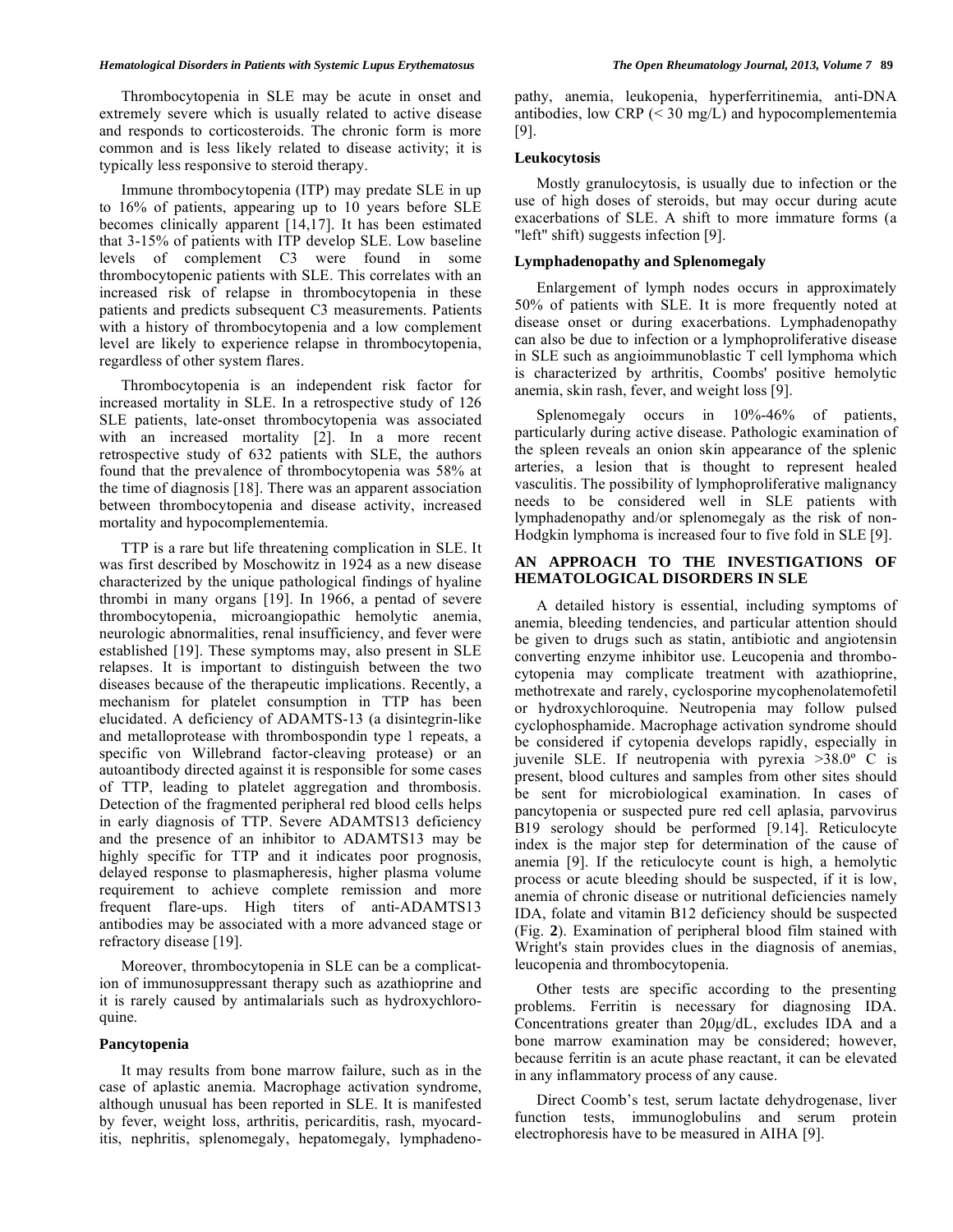Thrombocytopenia in SLE may be acute in onset and extremely severe which is usually related to active disease and responds to corticosteroids. The chronic form is more common and is less likely related to disease activity; it is typically less responsive to steroid therapy.

Immune thrombocytopenia (ITP) may predate SLE in up to 16% of patients, appearing up to 10 years before SLE becomes clinically apparent [14,17]. It has been estimated that 3-15% of patients with ITP develop SLE. Low baseline levels of complement C3 were found in some thrombocytopenic patients with SLE. This correlates with an increased risk of relapse in thrombocytopenia in these patients and predicts subsequent C3 measurements. Patients with a history of thrombocytopenia and a low complement level are likely to experience relapse in thrombocytopenia, regardless of other system flares.

Thrombocytopenia is an independent risk factor for increased mortality in SLE. In a retrospective study of 126 SLE patients, late-onset thrombocytopenia was associated with an increased mortality [2]. In a more recent retrospective study of 632 patients with SLE, the authors found that the prevalence of thrombocytopenia was 58% at the time of diagnosis [18]. There was an apparent association between thrombocytopenia and disease activity, increased mortality and hypocomplementemia.

TTP is a rare but life threatening complication in SLE. It was first described by Moschowitz in 1924 as a new disease characterized by the unique pathological findings of hyaline thrombi in many organs [19]. In 1966, a pentad of severe thrombocytopenia, microangiopathic hemolytic anemia, neurologic abnormalities, renal insufficiency, and fever were established [19]. These symptoms may, also present in SLE relapses. It is important to distinguish between the two diseases because of the therapeutic implications. Recently, a mechanism for platelet consumption in TTP has been elucidated. A deficiency of ADAMTS-13 (a disintegrin-like and metalloprotease with thrombospondin type 1 repeats, a specific von Willebrand factor-cleaving protease) or an autoantibody directed against it is responsible for some cases of TTP, leading to platelet aggregation and thrombosis. Detection of the fragmented peripheral red blood cells helps in early diagnosis of TTP. Severe ADAMTS13 deficiency and the presence of an inhibitor to ADAMTS13 may be highly specific for TTP and it indicates poor prognosis, delayed response to plasmapheresis, higher plasma volume requirement to achieve complete remission and more frequent flare-ups. High titers of anti-ADAMTS13 antibodies may be associated with a more advanced stage or refractory disease [19].

Moreover, thrombocytopenia in SLE can be a complication of immunosuppressant therapy such as azathioprine and it is rarely caused by antimalarials such as hydroxychloroquine.

### Pancytopenia

It may results from bone marrow failure, such as in the case of aplastic anemia. Macrophage activation syndrome, although unusual has been reported in SLE. It is manifested by fever, weight loss, arthritis, pericarditis, rash, myocarditis, nephritis, splenomegaly, hepatomegaly, lymphadenopathy, anemia, leukopenia, hyperferritinemia, anti-DNA antibodies, low CRP (< 30 mg/L) and hypocomplementemia [9].

### Leukocytosis

Mostly granulocytosis, is usually due to infection or the use of high doses of steroids, but may occur during acute exacerbations of SLE. A shift to more immature forms (a "left" shift) suggests infection [9].

### Lymphadenopathy and Splenomegaly

Enlargement of lymph nodes occurs in approximately 50% of patients with SLE. It is more frequently noted at disease onset or during exacerbations. Lymphadenopathy can also be due to infection or a lymphoproliferative disease in SLE such as angioimmunoblastic T cell lymphoma which is characterized by arthritis, Coombs' positive hemolytic anemia, skin rash, fever, and weight loss [9].

Splenomegaly occurs in 10%-46% of patients, particularly during active disease. Pathologic examination of the spleen reveals an onion skin appearance of the splenic arteries, a lesion that is thought to represent healed vasculitis. The possibility of lymphoproliferative malignancy needs to be considered well in SLE patients with lymphadenopathy and/or splenomegaly as the risk of non-Hodgkin lymphoma is increased four to five fold in SLE [9].

## AN APPROACH TO THE INVESTIGATIONS OF HEMATOLOGICAL DISORDERS IN SLE

A detailed history is essential, including symptoms of anemia, bleeding tendencies, and particular attention should be given to drugs such as statin, antibiotic and angiotensin converting enzyme inhibitor use. Leucopenia and thrombocytopenia may complicate treatment with azathioprine, methotrexate and rarely, cyclosporine mycophenolatemofetil or hydroxychloroquine. Neutropenia may follow pulsed cyclophosphamide. Macrophage activation syndrome should be considered if cytopenia develops rapidly, especially in juvenile SLE. If neutropenia with pyrexia >38.0º C is present, blood cultures and samples from other sites should be sent for microbiological examination. In cases of pancytopenia or suspected pure red cell aplasia, parvovirus B19 serology should be performed [9.14]. Reticulocyte index is the major step for determination of the cause of anemia [9]. If the reticulocyte count is high, a hemolytic process or acute bleeding should be suspected, if it is low, anemia of chronic disease or nutritional deficiencies namely IDA, folate and vitamin B12 deficiency should be suspected (Fig. **2**). Examination of peripheral blood film stained with Wright's stain provides clues in the diagnosis of anemias, leucopenia and thrombocytopenia.

Other tests are specific according to the presenting problems. Ferritin is necessary for diagnosing IDA. Concentrations greater than 20µg/dL, excludes IDA and a bone marrow examination may be considered; however, because ferritin is an acute phase reactant, it can be elevated in any inflammatory process of any cause.

Direct Coomb's test, serum lactate dehydrogenase, liver function tests, immunoglobulins and serum protein electrophoresis have to be measured in AIHA [9].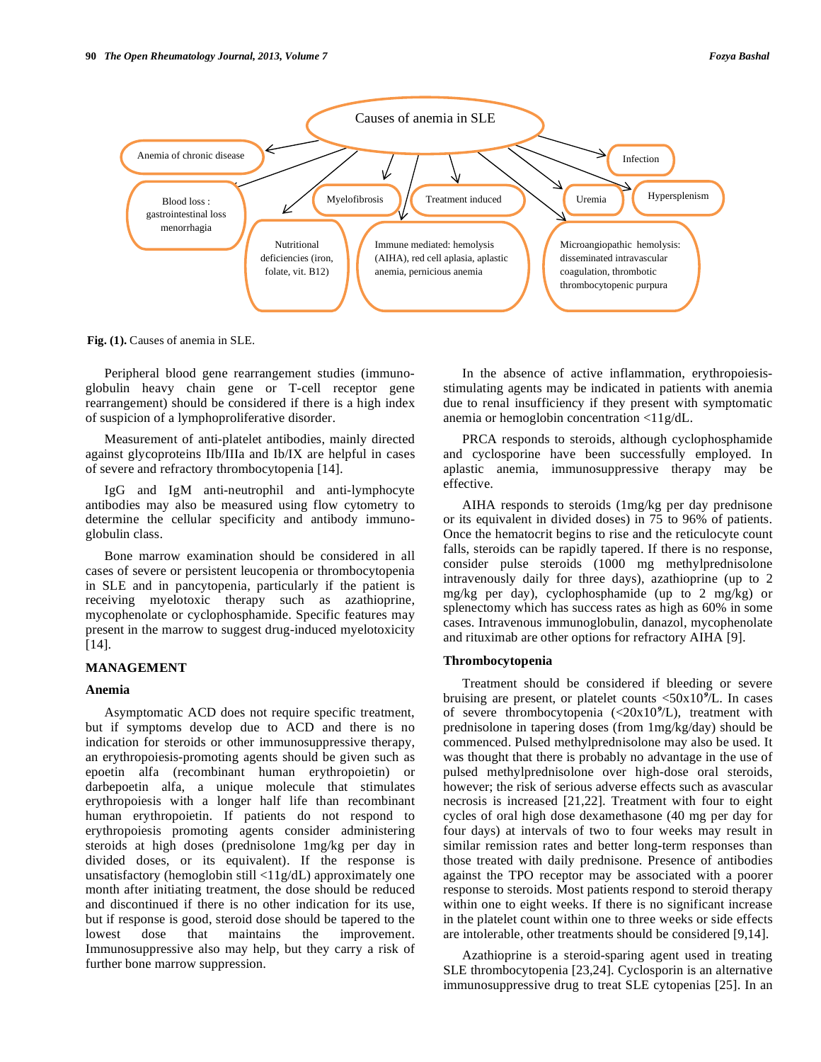Causes of anemia in SLE

- Anemia of chronic disease
- Blood loss : gastrointestinal loss menorrhagia
- Nutritional deficiencies (iron, folate, vit. B12)
- Myelofibrosis
- Immune mediated: hemolysis (AIHA), red cell aplasia, aplastic anemia, pernicious anemia
- Treatment induced
- Microangiopathic hemolysis: disseminated intravascular coagulation, thrombotic thrombocytopenic purpura
- Uremia
- Infection
- Hypersplenism

**Fig. (1).** Causes of anemia in SLE.

Peripheral blood gene rearrangement studies (immunoglobulin heavy chain gene or T-cell receptor gene rearrangement) should be considered if there is a high index of suspicion of a lymphoproliferative disorder.

Measurement of anti-platelet antibodies, mainly directed against glycoproteins IIb/IIIa and Ib/IX are helpful in cases of severe and refractory thrombocytopenia [14].

IgG and IgM anti-neutrophil and anti-lymphocyte antibodies may also be measured using flow cytometry to determine the cellular specificity and antibody immunoglobulin class.

Bone marrow examination should be considered in all cases of severe or persistent leucopenia or thrombocytopenia in SLE and in pancytopenia, particularly if the patient is receiving myelotoxic therapy such as azathioprine, mycophenolate or cyclophosphamide. Specific features may present in the marrow to suggest drug-induced myelotoxicity [14].

## MANAGEMENT

### Anemia

Asymptomatic ACD does not require specific treatment, but if symptoms develop due to ACD and there is no indication for steroids or other immunosuppressive therapy, an erythropoiesis-promoting agents should be given such as epoetin alfa (recombinant human erythropoietin) or darbepoetin alfa, a unique molecule that stimulates erythropoiesis with a longer half life than recombinant human erythropoietin. If patients do not respond to erythropoiesis promoting agents consider administering steroids at high doses (prednisolone 1mg/kg per day in divided doses, or its equivalent). If the response is unsatisfactory (hemoglobin still <11g/dL) approximately one month after initiating treatment, the dose should be reduced and discontinued if there is no other indication for its use, but if response is good, steroid dose should be tapered to the lowest dose that maintains the improvement. Immunosuppressive also may help, but they carry a risk of further bone marrow suppression.

In the absence of active inflammation, erythropoiesis-stimulating agents may be indicated in patients with anemia due to renal insufficiency if they present with symptomatic anemia or hemoglobin concentration <11g/dL.

PRCA responds to steroids, although cyclophosphamide and cyclosporine have been successfully employed. In aplastic anemia, immunosuppressive therapy may be effective.

AIHA responds to steroids (1mg/kg per day prednisone or its equivalent in divided doses) in 75 to 96% of patients. Once the hematocrit begins to rise and the reticulocyte count falls, steroids can be rapidly tapered. If there is no response, consider pulse steroids (1000 mg methylprednisolone intravenously daily for three days), azathioprine (up to 2 mg/kg per day), cyclophosphamide (up to 2 mg/kg) or splenectomy which has success rates as high as 60% in some cases. Intravenous immunoglobulin, danazol, mycophenolate and rituximab are other options for refractory AIHA [9].

### Thrombocytopenia

Treatment should be considered if bleeding or severe bruising are present, or platelet counts $<50x10^9/L$. In cases of severe thrombocytopenia ($<20x10^9/L$), treatment with prednisolone in tapering doses (from 1mg/kg/day) should be commenced. Pulsed methylprednisolone may also be used. It was thought that there is probably no advantage in the use of pulsed methylprednisolone over high-dose oral steroids, however; the risk of serious adverse effects such as avascular necrosis is increased [21,22]. Treatment with four to eight cycles of oral high dose dexamethasone (40 mg per day for four days) at intervals of two to four weeks may result in similar remission rates and better long-term responses than those treated with daily prednisone. Presence of antibodies against the TPO receptor may be associated with a poorer response to steroids. Most patients respond to steroid therapy within one to eight weeks. If there is no significant increase in the platelet count within one to three weeks or side effects are intolerable, other treatments should be considered [9,14].

Azathioprine is a steroid-sparing agent used in treating SLE thrombocytopenia [23,24]. Cyclosporin is an alternative immunosuppressive drug to treat SLE cytopenias [25]. In an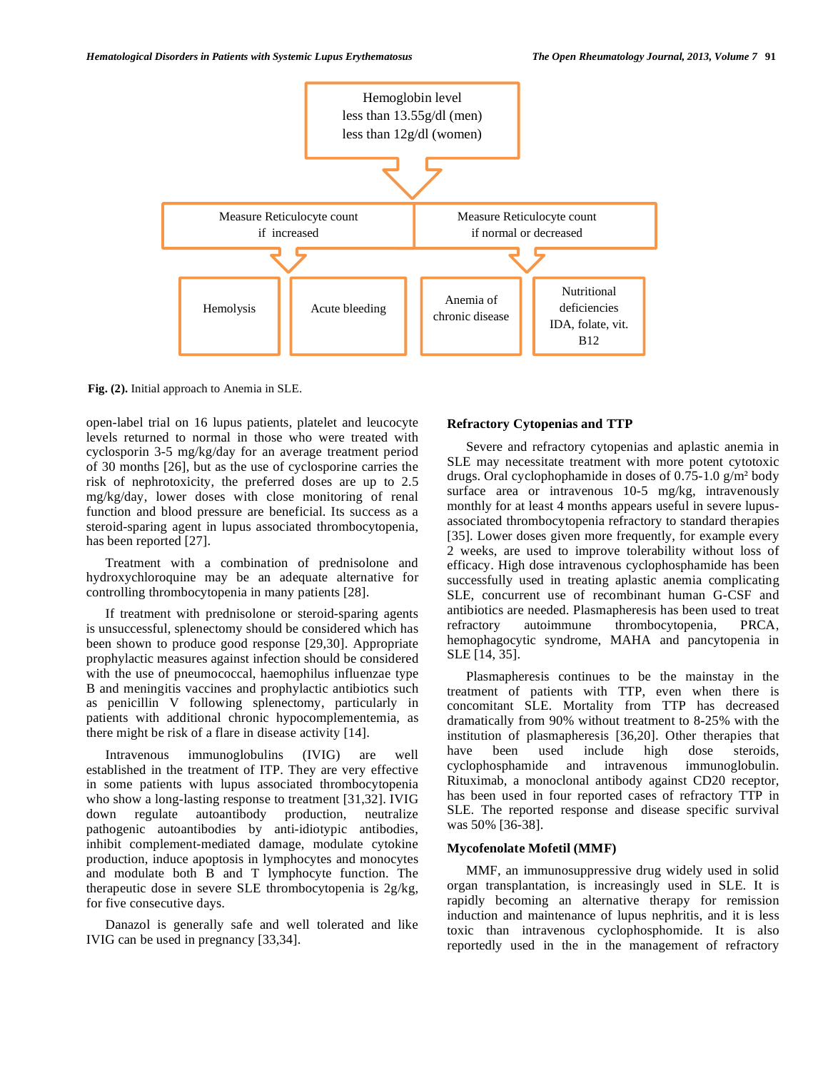Hemoglobin level
less than 13.55g/dl (men)
less than 12g/dl (women)

Measure Reticulocyte count if increased

Measure Reticulocyte count if normal or decreased

Hemolysis | Acute bleeding | Anemia of chronic disease | Nutritional deficiencies IDA, folate, vit. B12

**Fig. (2).** Initial approach to Anemia in SLE.

open-label trial on 16 lupus patients, platelet and leucocyte levels returned to normal in those who were treated with cyclosporin 3-5 mg/kg/day for an average treatment period of 30 months [26], but as the use of cyclosporine carries the risk of nephrotoxicity, the preferred doses are up to 2.5 mg/kg/day, lower doses with close monitoring of renal function and blood pressure are beneficial. Its success as a steroid-sparing agent in lupus associated thrombocytopenia, has been reported [27].

Treatment with a combination of prednisolone and hydroxychloroquine may be an adequate alternative for controlling thrombocytopenia in many patients [28].

If treatment with prednisolone or steroid-sparing agents is unsuccessful, splenectomy should be considered which has been shown to produce good response [29,30]. Appropriate prophylactic measures against infection should be considered with the use of pneumococcal, haemophilus influenzae type B and meningitis vaccines and prophylactic antibiotics such as penicillin V following splenectomy, particularly in patients with additional chronic hypocomplementemia, as there might be risk of a flare in disease activity [14].

Intravenous immunoglobulins (IVIG) are well established in the treatment of ITP. They are very effective in some patients with lupus associated thrombocytopenia who show a long-lasting response to treatment [31,32]. IVIG down regulate autoantibody production, neutralize pathogenic autoantibodies by anti-idiotypic antibodies, inhibit complement-mediated damage, modulate cytokine production, induce apoptosis in lymphocytes and monocytes and modulate both B and T lymphocyte function. The therapeutic dose in severe SLE thrombocytopenia is 2g/kg, for five consecutive days.

Danazol is generally safe and well tolerated and like IVIG can be used in pregnancy [33,34].

## Refractory Cytopenias and TTP

Severe and refractory cytopenias and aplastic anemia in SLE may necessitate treatment with more potent cytotoxic drugs. Oral cyclophophamide in doses of 0.75-1.0 g/m² body surface area or intravenous 10-5 mg/kg, intravenously monthly for at least 4 months appears useful in severe lupus-associated thrombocytopenia refractory to standard therapies [35]. Lower doses given more frequently, for example every 2 weeks, are used to improve tolerability without loss of efficacy. High dose intravenous cyclophosphamide has been successfully used in treating aplastic anemia complicating SLE, concurrent use of recombinant human G-CSF and antibiotics are needed. Plasmapheresis has been used to treat refractory autoimmune thrombocytopenia, PRCA, hemophagocytic syndrome, MAHA and pancytopenia in SLE [14, 35].

Plasmapheresis continues to be the mainstay in the treatment of patients with TTP, even when there is concomitant SLE. Mortality from TTP has decreased dramatically from 90% without treatment to 8-25% with the institution of plasmapheresis [36,20]. Other therapies that have been used include high dose steroids, cyclophosphamide and intravenous immunoglobulin. Rituximab, a monoclonal antibody against CD20 receptor, has been used in four reported cases of refractory TTP in SLE. The reported response and disease specific survival was 50% [36-38].

## Mycofenolate Mofetil (MMF)

MMF, an immunosuppressive drug widely used in solid organ transplantation, is increasingly used in SLE. It is rapidly becoming an alternative therapy for remission induction and maintenance of lupus nephritis, and it is less toxic than intravenous cyclophosphomide. It is also reportedly used in the in the management of refractory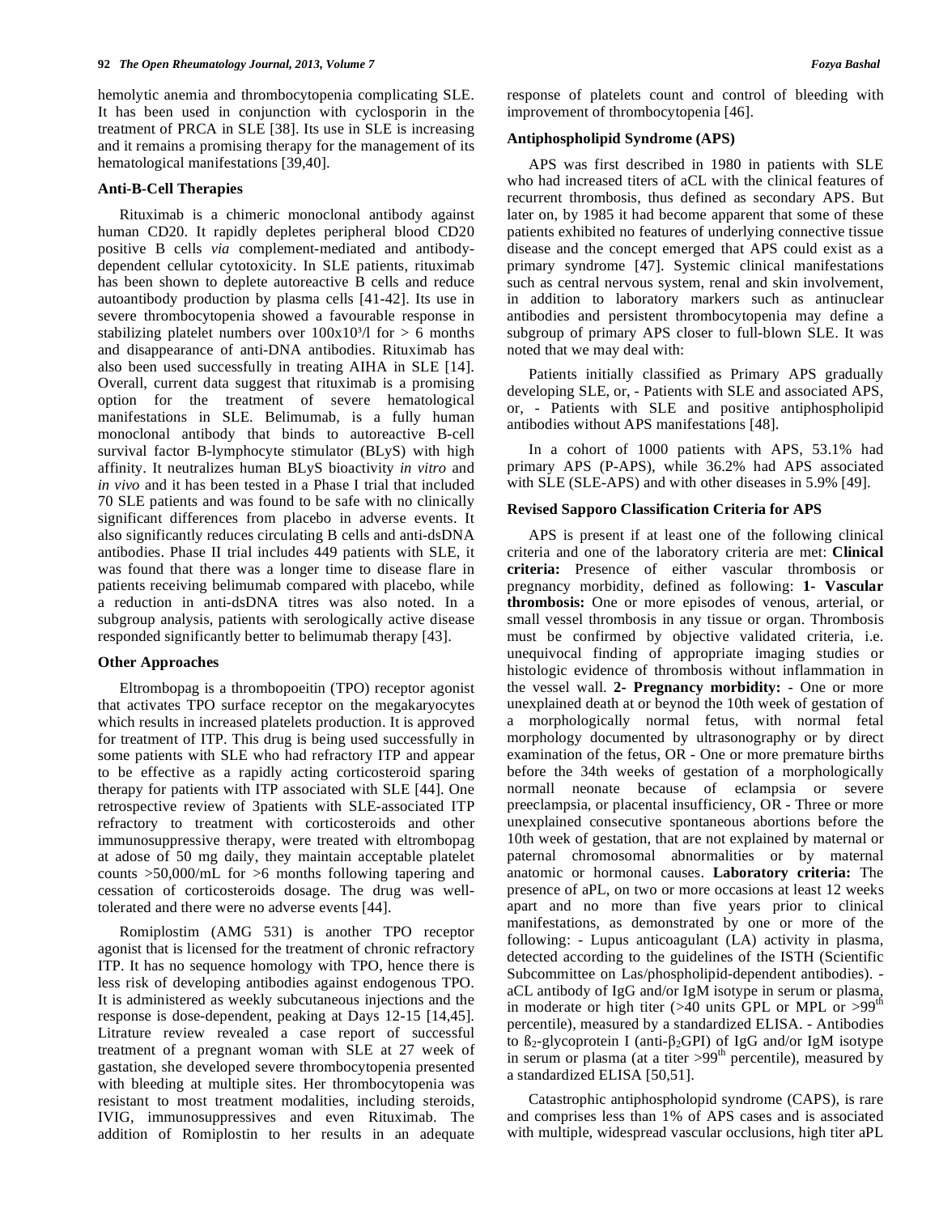hemolytic anemia and thrombocytopenia complicating SLE. It has been used in conjunction with cyclosporin in the treatment of PRCA in SLE [38]. Its use in SLE is increasing and it remains a promising therapy for the management of its hematological manifestations [39,40].

### Anti-B-Cell Therapies

Rituximab is a chimeric monoclonal antibody against human CD20. It rapidly depletes peripheral blood CD20 positive B cells *via* complement-mediated and antibody-dependent cellular cytotoxicity. In SLE patients, rituximab has been shown to deplete autoreactive B cells and reduce autoantibody production by plasma cells [41-42]. Its use in severe thrombocytopenia showed a favourable response in stabilizing platelet numbers over $100x10^3$/l for > 6 months and disappearance of anti-DNA antibodies. Rituximab has also been used successfully in treating AIHA in SLE [14]. Overall, current data suggest that rituximab is a promising option for the treatment of severe hematological manifestations in SLE. Belimumab, is a fully human monoclonal antibody that binds to autoreactive B-cell survival factor B-lymphocyte stimulator (BLyS) with high affinity. It neutralizes human BLyS bioactivity *in vitro* and *in vivo* and it has been tested in a Phase I trial that included 70 SLE patients and was found to be safe with no clinically significant differences from placebo in adverse events. It also significantly reduces circulating B cells and anti-dsDNA antibodies. Phase II trial includes 449 patients with SLE, it was found that there was a longer time to disease flare in patients receiving belimumab compared with placebo, while a reduction in anti-dsDNA titres was also noted. In a subgroup analysis, patients with serologically active disease responded significantly better to belimumab therapy [43].

### Other Approaches

Eltrombopag is a thrombopoeitin (TPO) receptor agonist that activates TPO surface receptor on the megakaryocytes which results in increased platelets production. It is approved for treatment of ITP. This drug is being used successfully in some patients with SLE who had refractory ITP and appear to be effective as a rapidly acting corticosteroid sparing therapy for patients with ITP associated with SLE [44]. One retrospective review of 3patients with SLE-associated ITP refractory to treatment with corticosteroids and other immunosuppressive therapy, were treated with eltrombopag at adose of 50 mg daily, they maintain acceptable platelet counts >50,000/mL for >6 months following tapering and cessation of corticosteroids dosage. The drug was well-tolerated and there were no adverse events [44].

Romiplostim (AMG 531) is another TPO receptor agonist that is licensed for the treatment of chronic refractory ITP. It has no sequence homology with TPO, hence there is less risk of developing antibodies against endogenous TPO. It is administered as weekly subcutaneous injections and the response is dose-dependent, peaking at Days 12-15 [14,45]. Litrature review revealed a case report of successful treatment of a pregnant woman with SLE at 27 week of gastation, she developed severe thrombocytopenia presented with bleeding at multiple sites. Her thrombocytopenia was resistant to most treatment modalities, including steroids, IVIG, immunosuppressives and even Rituximab. The addition of Romiplostin to her results in an adequate response of platelets count and control of bleeding with improvement of thrombocytopenia [46].

### Antiphospholipid Syndrome (APS)

APS was first described in 1980 in patients with SLE who had increased titers of aCL with the clinical features of recurrent thrombosis, thus defined as secondary APS. But later on, by 1985 it had become apparent that some of these patients exhibited no features of underlying connective tissue disease and the concept emerged that APS could exist as a primary syndrome [47]. Systemic clinical manifestations such as central nervous system, renal and skin involvement, in addition to laboratory markers such as antinuclear antibodies and persistent thrombocytopenia may define a subgroup of primary APS closer to full-blown SLE. It was noted that we may deal with:

Patients initially classified as Primary APS gradually developing SLE, or, - Patients with SLE and associated APS, or, - Patients with SLE and positive antiphospholipid antibodies without APS manifestations [48].

In a cohort of 1000 patients with APS, 53.1% had primary APS (P-APS), while 36.2% had APS associated with SLE (SLE-APS) and with other diseases in 5.9% [49].

### Revised Sapporo Classification Criteria for APS

APS is present if at least one of the following clinical criteria and one of the laboratory criteria are met: **Clinical criteria:** Presence of either vascular thrombosis or pregnancy morbidity, defined as following: **1- Vascular thrombosis:** One or more episodes of venous, arterial, or small vessel thrombosis in any tissue or organ. Thrombosis must be confirmed by objective validated criteria, i.e. unequivocal finding of appropriate imaging studies or histologic evidence of thrombosis without inflammation in the vessel wall. **2- Pregnancy morbidity:** - One or more unexplained death at or beynod the 10th week of gestation of a morphologically normal fetus, with normal fetal morphology documented by ultrasonography or by direct examination of the fetus, OR - One or more premature births before the 34th weeks of gestation of a morphologically normall neonate because of eclampsia or severe preeclampsia, or placental insufficiency, OR - Three or more unexplained consecutive spontaneous abortions before the 10th week of gestation, that are not explained by maternal or paternal chromosomal abnormalities or by maternal anatomic or hormonal causes. **Laboratory criteria:** The presence of aPL, on two or more occasions at least 12 weeks apart and no more than five years prior to clinical manifestations, as demonstrated by one or more of the following: - Lupus anticoagulant (LA) activity in plasma, detected according to the guidelines of the ISTH (Scientific Subcommittee on Las/phospholipid-dependent antibodies). - aCL antibody of IgG and/or IgM isotype in serum or plasma, in moderate or high titer (>40 units GPL or MPL or >99$^{th}$ percentile), measured by a standardized ELISA. - Antibodies to ß$_2$-glycoprotein I (anti-$\beta_2$GPI) of IgG and/or IgM isotype in serum or plasma (at a titer >99$^{th}$ percentile), measured by a standardized ELISA [50,51].

Catastrophic antiphospholipid syndrome (CAPS), is rare and comprises less than 1% of APS cases and is associated with multiple, widespread vascular occlusions, high titer aPL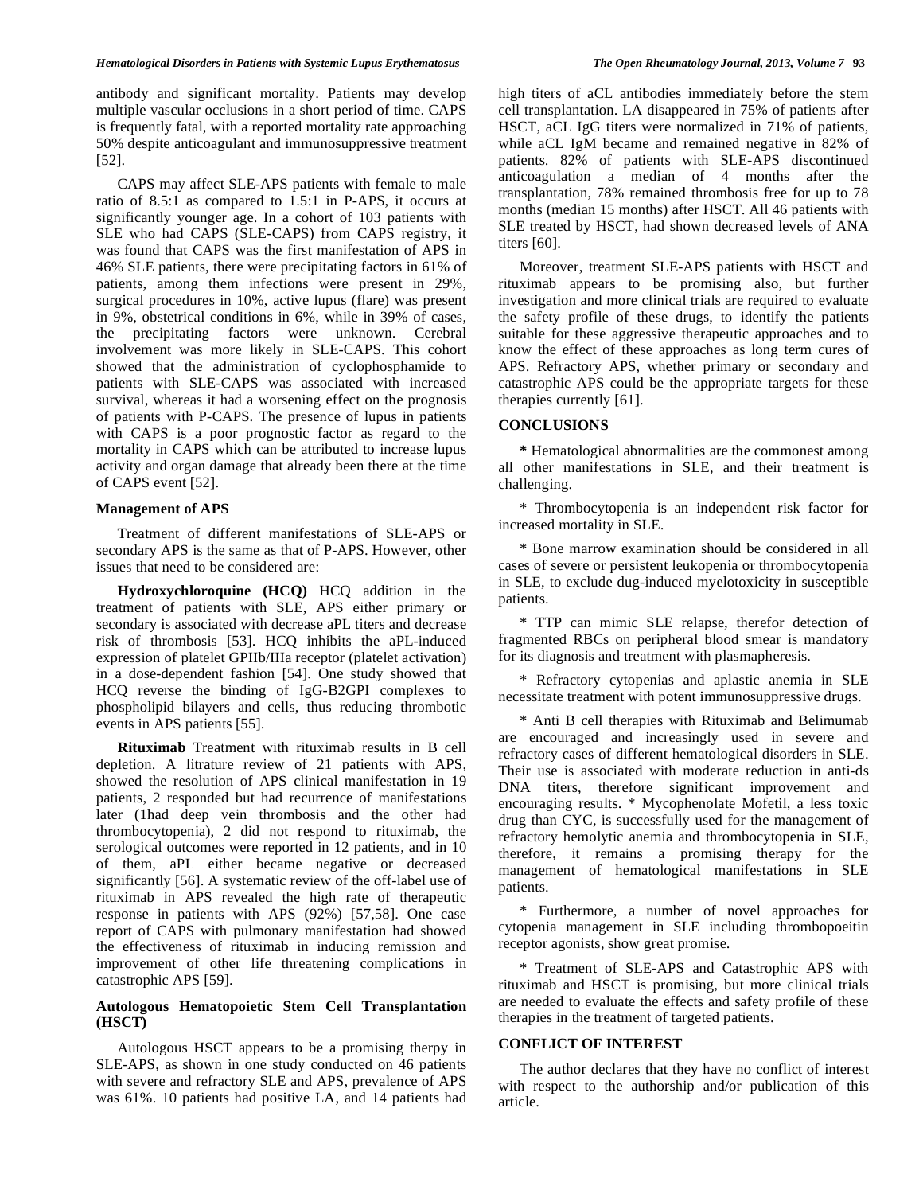antibody and significant mortality. Patients may develop multiple vascular occlusions in a short period of time. CAPS is frequently fatal, with a reported mortality rate approaching 50% despite anticoagulant and immunosuppressive treatment [52].

CAPS may affect SLE-APS patients with female to male ratio of 8.5:1 as compared to 1.5:1 in P-APS, it occurs at significantly younger age. In a cohort of 103 patients with SLE who had CAPS (SLE-CAPS) from CAPS registry, it was found that CAPS was the first manifestation of APS in 46% SLE patients, there were precipitating factors in 61% of patients, among them infections were present in 29%, surgical procedures in 10%, active lupus (flare) was present in 9%, obstetrical conditions in 6%, while in 39% of cases, the precipitating factors were unknown. Cerebral involvement was more likely in SLE-CAPS. This cohort showed that the administration of cyclophosphamide to patients with SLE-CAPS was associated with increased survival, whereas it had a worsening effect on the prognosis of patients with P-CAPS. The presence of lupus in patients with CAPS is a poor prognostic factor as regard to the mortality in CAPS which can be attributed to increase lupus activity and organ damage that already been there at the time of CAPS event [52].

### Management of APS

Treatment of different manifestations of SLE-APS or secondary APS is the same as that of P-APS. However, other issues that need to be considered are:

**Hydroxychloroquine (HCQ)** HCQ addition in the treatment of patients with SLE, APS either primary or secondary is associated with decrease aPL titers and decrease risk of thrombosis [53]. HCQ inhibits the aPL-induced expression of platelet GPIIb/IIIa receptor (platelet activation) in a dose-dependent fashion [54]. One study showed that HCQ reverse the binding of IgG-B2GPI complexes to phospholipid bilayers and cells, thus reducing thrombotic events in APS patients [55].

**Rituximab** Treatment with rituximab results in B cell depletion. A litrature review of 21 patients with APS, showed the resolution of APS clinical manifestation in 19 patients, 2 responded but had recurrence of manifestations later (1had deep vein thrombosis and the other had thrombocytopenia), 2 did not respond to rituximab, the serological outcomes were reported in 12 patients, and in 10 of them, aPL either became negative or decreased significantly [56]. A systematic review of the off-label use of rituximab in APS revealed the high rate of therapeutic response in patients with APS (92%) [57,58]. One case report of CAPS with pulmonary manifestation had showed the effectiveness of rituximab in inducing remission and improvement of other life threatening complications in catastrophic APS [59].

### Autologous Hematopoietic Stem Cell Transplantation (HSCT)

Autologous HSCT appears to be a promising therpy in SLE-APS, as shown in one study conducted on 46 patients with severe and refractory SLE and APS, prevalence of APS was 61%. 10 patients had positive LA, and 14 patients had high titers of aCL antibodies immediately before the stem cell transplantation. LA disappeared in 75% of patients after HSCT, aCL IgG titers were normalized in 71% of patients, while aCL IgM became and remained negative in 82% of patients. 82% of patients with SLE-APS discontinued anticoagulation a median of 4 months after the transplantation, 78% remained thrombosis free for up to 78 months (median 15 months) after HSCT. All 46 patients with SLE treated by HSCT, had shown decreased levels of ANA titers [60].

Moreover, treatment SLE-APS patients with HSCT and rituximab appears to be promising also, but further investigation and more clinical trials are required to evaluate the safety profile of these drugs, to identify the patients suitable for these aggressive therapeutic approaches and to know the effect of these approaches as long term cures of APS. Refractory APS, whether primary or secondary and catastrophic APS could be the appropriate targets for these therapies currently [61].

## CONCLUSIONS

**\*** Hematological abnormalities are the commonest among all other manifestations in SLE, and their treatment is challenging.

\* Thrombocytopenia is an independent risk factor for increased mortality in SLE.

\* Bone marrow examination should be considered in all cases of severe or persistent leukopenia or thrombocytopenia in SLE, to exclude dug-induced myelotoxicity in susceptible patients.

\* TTP can mimic SLE relapse, therefor detection of fragmented RBCs on peripheral blood smear is mandatory for its diagnosis and treatment with plasmapheresis.

\* Refractory cytopenias and aplastic anemia in SLE necessitate treatment with potent immunosuppressive drugs.

\* Anti B cell therapies with Rituximab and Belimumab are encouraged and increasingly used in severe and refractory cases of different hematological disorders in SLE. Their use is associated with moderate reduction in anti-ds DNA titers, therefore significant improvement and encouraging results. \* Mycophenolate Mofetil, a less toxic drug than CYC, is successfully used for the management of refractory hemolytic anemia and thrombocytopenia in SLE, therefore, it remains a promising therapy for the management of hematological manifestations in SLE patients.

\* Furthermore, a number of novel approaches for cytopenia management in SLE including thrombopoeitin receptor agonists, show great promise.

\* Treatment of SLE-APS and Catastrophic APS with rituximab and HSCT is promising, but more clinical trials are needed to evaluate the effects and safety profile of these therapies in the treatment of targeted patients.

## CONFLICT OF INTEREST

The author declares that they have no conflict of interest with respect to the authorship and/or publication of this article.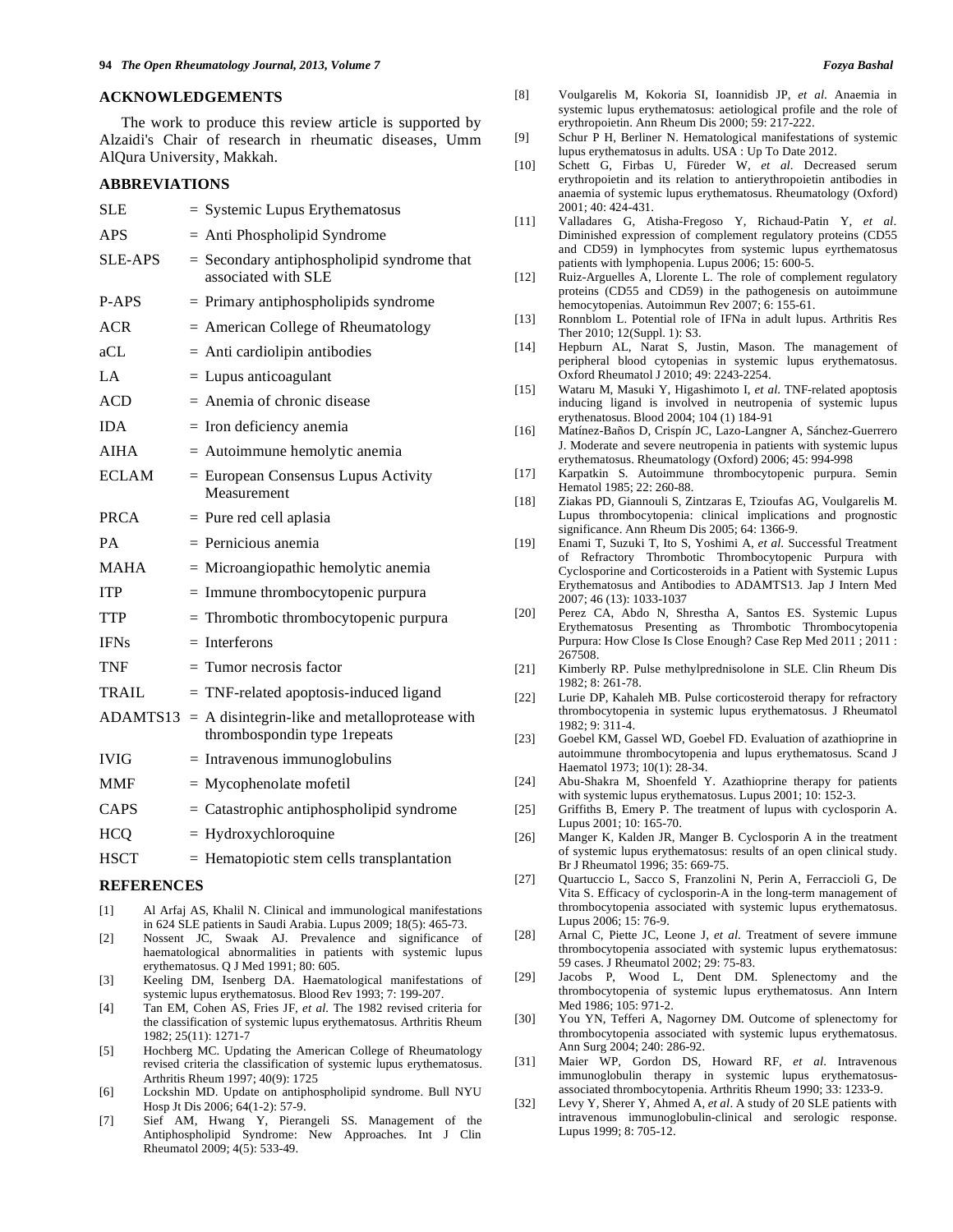## ACKNOWLEDGEMENTS

The work to produce this review article is supported by Alzaidi's Chair of research in rheumatic diseases, Umm AlQura University, Makkah.

## ABBREVIATIONS

| | |
|---|---|
| SLE | = Systemic Lupus Erythematosus |
| APS | = Anti Phospholipid Syndrome |
| SLE-APS | = Secondary antiphospholipid syndrome that associated with SLE |
| P-APS | = Primary antiphospholipids syndrome |
| ACR | = American College of Rheumatology |
| aCL | = Anti cardiolipin antibodies |
| LA | = Lupus anticoagulant |
| ACD | = Anemia of chronic disease |
| IDA | = Iron deficiency anemia |
| AIHA | = Autoimmune hemolytic anemia |
| ECLAM | = European Consensus Lupus Activity Measurement |
| PRCA | = Pure red cell aplasia |
| PA | = Pernicious anemia |
| MAHA | = Microangiopathic hemolytic anemia |
| ITP | = Immune thrombocytopenic purpura |
| TTP | = Thrombotic thrombocytopenic purpura |
| IFNs | = Interferons |
| TNF | = Tumor necrosis factor |
| TRAIL | = TNF-related apoptosis-induced ligand |
| ADAMTS13 | = A disintegrin-like and metalloprotease with thrombospondin type 1repeats |
| IVIG | = Intravenous immunoglobulins |
| MMF | = Mycophenolate mofetil |
| CAPS | = Catastrophic antiphospholipid syndrome |
| HCQ | = Hydroxychloroquine |
| HSCT | = Hematopiotic stem cells transplantation |

## REFERENCES

[1] Al Arfaj AS, Khalil N. Clinical and immunological manifestations in 624 SLE patients in Saudi Arabia. Lupus 2009; 18(5): 465-73.

[2] Nossent JC, Swaak AJ. Prevalence and significance of haematological abnormalities in patients with systemic lupus erythematosus. Q J Med 1991; 80: 605.

[3] Keeling DM, Isenberg DA. Haematological manifestations of systemic lupus erythematosus. Blood Rev 1993; 7: 199-207.

[4] Tan EM, Cohen AS, Fries JF, *et al.* The 1982 revised criteria for the classification of systemic lupus erythematosus. Arthritis Rheum 1982; 25(11): 1271-7

[5] Hochberg MC. Updating the American College of Rheumatology revised criteria the classification of systemic lupus erythematosus. Arthritis Rheum 1997; 40(9): 1725

[6] Lockshin MD. Update on antiphospholipid syndrome. Bull NYU Hosp Jt Dis 2006; 64(1-2): 57-9.

[7] Sief AM, Hwang Y, Pierangeli SS. Management of the Antiphospholipid Syndrome: New Approaches. Int J Clin Rheumatol 2009; 4(5): 533-49.

[8] Voulgarelis M, Kokoria SI, Ioannidisb JP, *et al.* Anaemia in systemic lupus erythematosus: aetiological profile and the role of erythropoietin. Ann Rheum Dis 2000; 59: 217-222.

[9] Schur P H, Berliner N. Hematological manifestations of systemic lupus erythematosus in adults. USA : Up To Date 2012.

[10] Schett G, Firbas U, Füreder W, *et al.* Decreased serum erythropoietin and its relation to antierythropoietin antibodies in anaemia of systemic lupus erythematosus. Rheumatology (Oxford) 2001; 40: 424-431.

[11] Valladares G, Atisha-Fregoso Y, Richaud-Patin Y, *et al.* Diminished expression of complement regulatory proteins (CD55 and CD59) in lymphocytes from systemic lupus eyrthematosus patients with lymphopenia. Lupus 2006; 15: 600-5.

[12] Ruiz-Arguelles A, Llorente L. The role of complement regulatory proteins (CD55 and CD59) in the pathogenesis on autoimmune hemocytopenias. Autoimmun Rev 2007; 6: 155-61.

[13] Ronnblom L. Potential role of IFNa in adult lupus. Arthritis Res Ther 2010; 12(Suppl. 1): S3.

[14] Hepburn AL, Narat S, Justin, Mason. The management of peripheral blood cytopenias in systemic lupus erythematosus. Oxford Rheumatol J 2010; 49: 2243-2254.

[15] Wataru M, Masuki Y, Higashimoto I, *et al.* TNF-related apoptosis inducing ligand is involved in neutropenia of systemic lupus erythenatosus. Blood 2004; 104 (1) 184-91

[16] Matínez-Baños D, Crispín JC, Lazo-Langner A, Sánchez-Guerrero J. Moderate and severe neutropenia in patients with systemic lupus erythematosus. Rheumatology (Oxford) 2006; 45: 994-998

[17] Karpatkin S. Autoimmune thrombocytopenic purpura. Semin Hematol 1985; 22: 260-88.

[18] Ziakas PD, Giannouli S, Zintzaras E, Tzioufas AG, Voulgarelis M. Lupus thrombocytopenia: clinical implications and prognostic significance. Ann Rheum Dis 2005; 64: 1366-9.

[19] Enami T, Suzuki T, Ito S, Yoshimi A, *et al.* Successful Treatment of Refractory Thrombotic Thrombocytopenic Purpura with Cyclosporine and Corticosteroids in a Patient with Systemic Lupus Erythematosus and Antibodies to ADAMTS13. Jap J Intern Med 2007; 46 (13): 1033-1037

[20] Perez CA, Abdo N, Shrestha A, Santos ES. Systemic Lupus Erythematosus Presenting as Thrombotic Thrombocytopenia Purpura: How Close Is Close Enough? Case Rep Med 2011 ; 2011 : 267508.

[21] Kimberly RP. Pulse methylprednisolone in SLE. Clin Rheum Dis 1982; 8: 261-78.

[22] Lurie DP, Kahaleh MB. Pulse corticosteroid therapy for refractory thrombocytopenia in systemic lupus erythematosus. J Rheumatol 1982; 9: 311-4.

[23] Goebel KM, Gassel WD, Goebel FD. Evaluation of azathioprine in autoimmune thrombocytopenia and lupus erythematosus. Scand J Haematol 1973; 10(1): 28-34.

[24] Abu-Shakra M, Shoenfeld Y. Azathioprine therapy for patients with systemic lupus erythematosus. Lupus 2001; 10: 152-3.

[25] Griffiths B, Emery P. The treatment of lupus with cyclosporin A. Lupus 2001; 10: 165-70.

[26] Manger K, Kalden JR, Manger B. Cyclosporin A in the treatment of systemic lupus erythematosus: results of an open clinical study. Br J Rheumatol 1996; 35: 669-75.

[27] Quartuccio L, Sacco S, Franzolini N, Perin A, Ferraccioli G, De Vita S. Efficacy of cyclosporin-A in the long-term management of thrombocytopenia associated with systemic lupus erythematosus. Lupus 2006; 15: 76-9.

[28] Arnal C, Piette JC, Leone J, *et al.* Treatment of severe immune thrombocytopenia associated with systemic lupus erythematosus: 59 cases. J Rheumatol 2002; 29: 75-83.

[29] Jacobs P, Wood L, Dent DM. Splenectomy and the thrombocytopenia of systemic lupus erythematosus. Ann Intern Med 1986; 105: 971-2.

[30] You YN, Tefferi A, Nagorney DM. Outcome of splenectomy for thrombocytopenia associated with systemic lupus erythematosus. Ann Surg 2004; 240: 286-92.

[31] Maier WP, Gordon DS, Howard RF, *et al*. Intravenous immunoglobulin therapy in systemic lupus erythematosus-associated thrombocytopenia. Arthritis Rheum 1990; 33: 1233-9.

[32] Levy Y, Sherer Y, Ahmed A, *et al*. A study of 20 SLE patients with intravenous immunoglobulin-clinical and serologic response. Lupus 1999; 8: 705-12.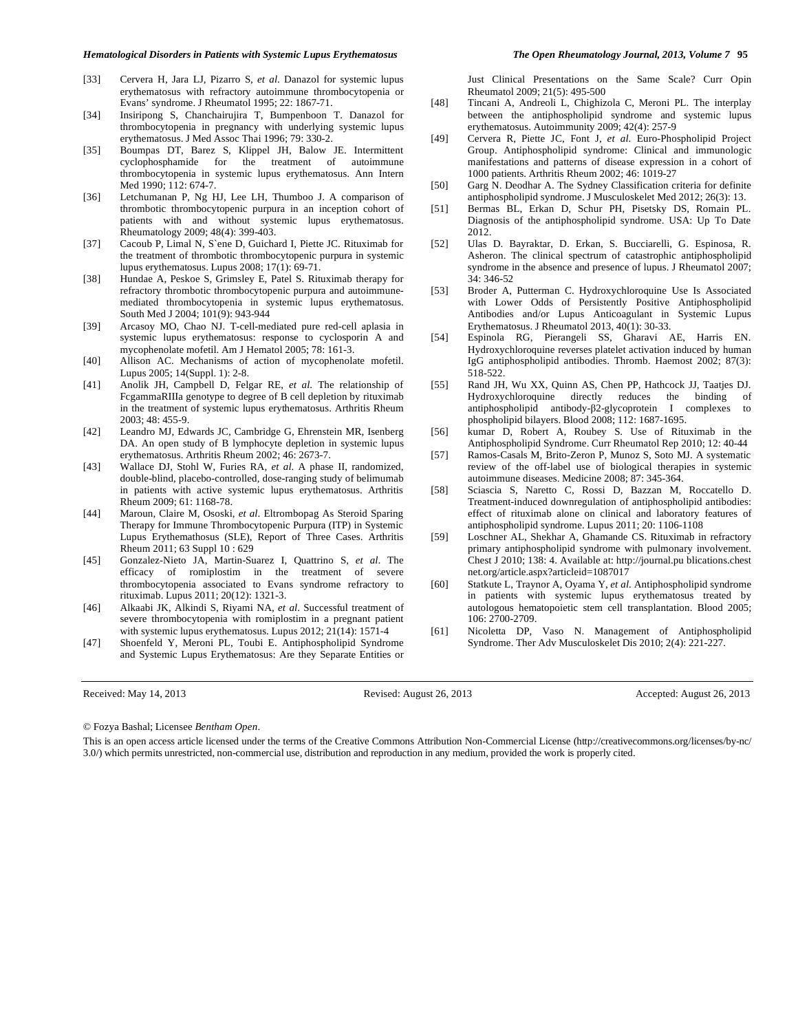[33] Cervera H, Jara LJ, Pizarro S, *et al*. Danazol for systemic lupus erythematosus with refractory autoimmune thrombocytopenia or Evans' syndrome. J Rheumatol 1995; 22: 1867-71.

[34] Insiripong S, Chanchairujira T, Bumpenboon T. Danazol for thrombocytopenia in pregnancy with underlying systemic lupus erythematosus. J Med Assoc Thai 1996; 79: 330-2.

[35] Boumpas DT, Barez S, Klippel JH, Balow JE. Intermittent cyclophosphamide for the treatment of autoimmune thrombocytopenia in systemic lupus erythematosus. Ann Intern Med 1990; 112: 674-7.

[36] Letchumanan P, Ng HJ, Lee LH, Thumboo J. A comparison of thrombotic thrombocytopenic purpura in an inception cohort of patients with and without systemic lupus erythematosus. Rheumatology 2009; 48(4): 399-403.

[37] Cacoub P, Limal N, S`ene D, Guichard I, Piette JC. Rituximab for the treatment of thrombotic thrombocytopenic purpura in systemic lupus erythematosus. Lupus 2008; 17(1): 69-71.

[38] Hundae A, Peskoe S, Grimsley E, Patel S. Rituximab therapy for refractory thrombotic thrombocytopenic purpura and autoimmune-mediated thrombocytopenia in systemic lupus erythematosus. South Med J 2004; 101(9): 943-944

[39] Arcasoy MO, Chao NJ. T-cell-mediated pure red-cell aplasia in systemic lupus erythematosus: response to cyclosporin A and mycophenolate mofetil. Am J Hematol 2005; 78: 161-3.

[40] Allison AC. Mechanisms of action of mycophenolate mofetil. Lupus 2005; 14(Suppl. 1): 2-8.

[41] Anolik JH, Campbell D, Felgar RE, *et al.* The relationship of FcgammaRIIIa genotype to degree of B cell depletion by rituximab in the treatment of systemic lupus erythematosus. Arthritis Rheum 2003; 48: 455-9.

[42] Leandro MJ, Edwards JC, Cambridge G, Ehrenstein MR, Isenberg DA. An open study of B lymphocyte depletion in systemic lupus erythematosus. Arthritis Rheum 2002; 46: 2673-7.

[43] Wallace DJ, Stohl W, Furies RA, *et al.* A phase II, randomized, double-blind, placebo-controlled, dose-ranging study of belimumab in patients with active systemic lupus erythematosus. Arthritis Rheum 2009; 61: 1168-78.

[44] Maroun, Claire M, Ososki, *et al*. Eltrombopag As Steroid Sparing Therapy for Immune Thrombocytopenic Purpura (ITP) in Systemic Lupus Erythemathosus (SLE), Report of Three Cases. Arthritis Rheum 2011; 63 Suppl 10 : 629

[45] Gonzalez-Nieto JA, Martin-Suarez I, Quattrino S, *et al*. The efficacy of romiplostim in the treatment of severe thrombocytopenia associated to Evans syndrome refractory to rituximab. Lupus 2011; 20(12): 1321-3.

[46] Alkaabi JK, Alkindi S, Riyami NA, *et al*. Successful treatment of severe thrombocytopenia with romiplostim in a pregnant patient with systemic lupus erythematosus. Lupus 2012; 21(14): 1571-4

[47] Shoenfeld Y, Meroni PL, Toubi E. Antiphospholipid Syndrome and Systemic Lupus Erythematosus: Are they Separate Entities or Just Clinical Presentations on the Same Scale? Curr Opin Rheumatol 2009; 21(5): 495-500

[48] Tincani A, Andreoli L, Chighizola C, Meroni PL. The interplay between the antiphospholipid syndrome and systemic lupus erythematosus. Autoimmunity 2009; 42(4): 257-9

[49] Cervera R, Piette JC, Font J, *et al.* Euro-Phospholipid Project Group. Antiphospholipid syndrome: Clinical and immunologic manifestations and patterns of disease expression in a cohort of 1000 patients. Arthritis Rheum 2002; 46: 1019-27

[50] Garg N. Deodhar A. The Sydney Classification criteria for definite antiphospholipid syndrome. J Musculoskelet Med 2012; 26(3): 13.

[51] Bermas BL, Erkan D, Schur PH, Pisetsky DS, Romain PL. Diagnosis of the antiphospholipid syndrome. USA: Up To Date 2012.

[52] Ulas D. Bayraktar, D. Erkan, S. Bucciarelli, G. Espinosa, R. Asheron. The clinical spectrum of catastrophic antiphospholipid syndrome in the absence and presence of lupus. J Rheumatol 2007; 34: 346-52

[53] Broder A, Putterman C. Hydroxychloroquine Use Is Associated with Lower Odds of Persistently Positive Antiphospholipid Antibodies and/or Lupus Anticoagulant in Systemic Lupus Erythematosus. J Rheumatol 2013, 40(1): 30-33.

[54] Espinola RG, Pierangeli SS, Gharavi AE, Harris EN. Hydroxychloroquine reverses platelet activation induced by human IgG antiphospholipid antibodies. Thromb. Haemost 2002; 87(3): 518-522.

[55] Rand JH, Wu XX, Quinn AS, Chen PP, Hathcock JJ, Taatjes DJ. Hydroxychloroquine directly reduces the binding of antiphospholipid antibody-β2-glycoprotein I complexes to phospholipid bilayers. Blood 2008; 112: 1687-1695.

[56] kumar D, Robert A, Roubey S. Use of Rituximab in the Antiphospholipid Syndrome. Curr Rheumatol Rep 2010; 12: 40-44

[57] Ramos-Casals M, Brito-Zeron P, Munoz S, Soto MJ. A systematic review of the off-label use of biological therapies in systemic autoimmune diseases. Medicine 2008; 87: 345-364.

[58] Sciascia S, Naretto C, Rossi D, Bazzan M, Roccatello D. Treatment-induced downregulation of antiphospholipid antibodies: effect of rituximab alone on clinical and laboratory features of antiphospholipid syndrome. Lupus 2011; 20: 1106-1108

[59] Loschner AL, Shekhar A, Ghamande CS. Rituximab in refractory primary antiphospholipid syndrome with pulmonary involvement. Chest J 2010; 138: 4. Available at: http://journal.pu blications.chest net.org/article.aspx?articleid=1087017

[60] Statkute L, Traynor A, Oyama Y, *et al.* Antiphospholipid syndrome in patients with systemic lupus erythematosus treated by autologous hematopoietic stem cell transplantation. Blood 2005; 106: 2700-2709.

[61] Nicoletta DP, Vaso N. Management of Antiphospholipid Syndrome. Ther Adv Musculoskelet Dis 2010; 2(4): 221-227.

Received: May 14, 2013 Revised: August 26, 2013 Accepted: August 26, 2013

© Fozya Bashal; Licensee *Bentham Open*.

This is an open access article licensed under the terms of the Creative Commons Attribution Non-Commercial License (http://creativecommons.org/licenses/by-nc/3.0/) which permits unrestricted, non-commercial use, distribution and reproduction in any medium, provided the work is properly cited.